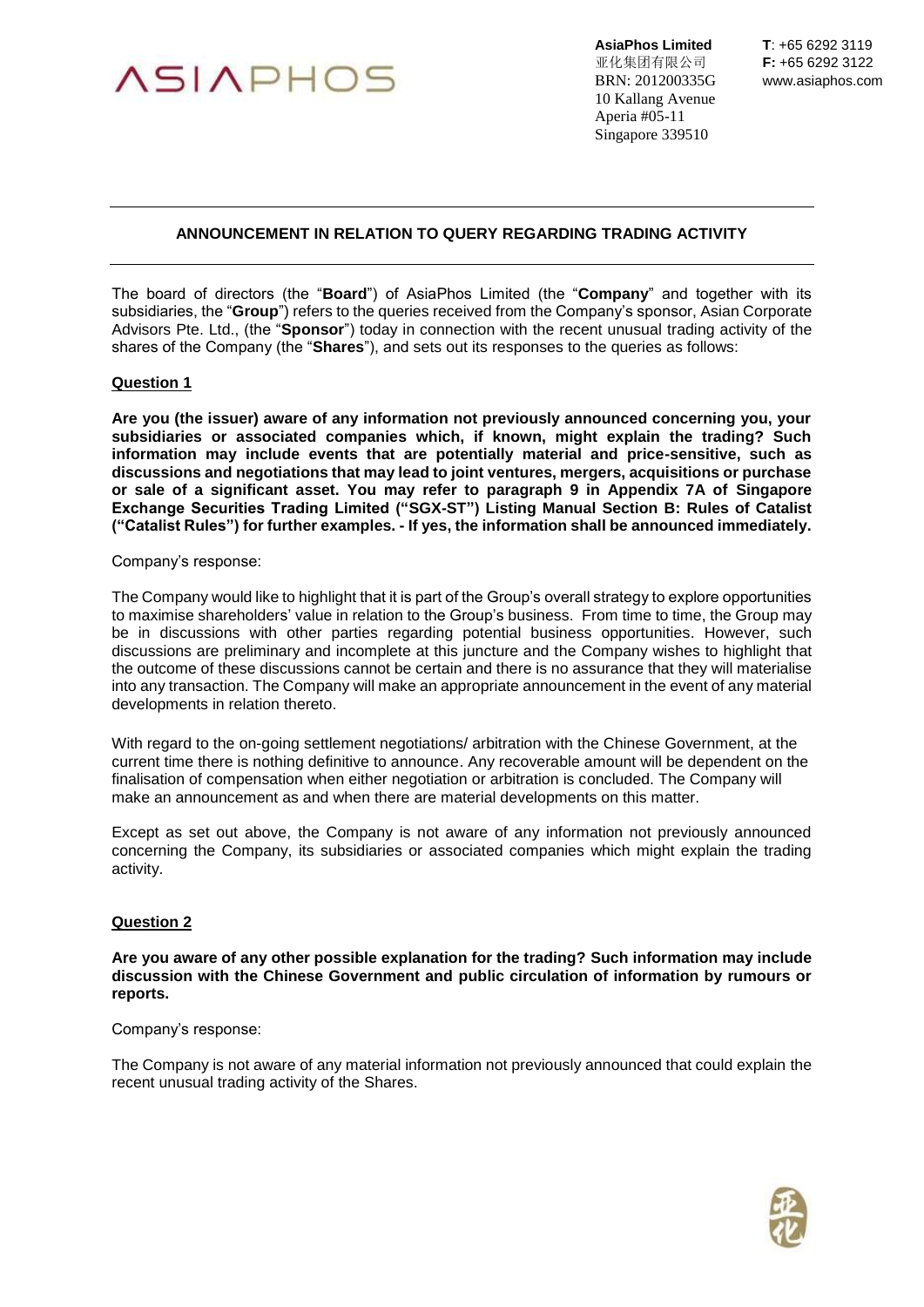**AsiaPhos Limited**
亚化集团有限公司
BRN: 201200335G
10 Kallang Avenue
Aperia #05-11
Singapore 339510

**T**: +65 6292 3119
**F:** +65 6292 3122
www.asiaphos.com

## ANNOUNCEMENT IN RELATION TO QUERY REGARDING TRADING ACTIVITY

The board of directors (the "**Board**") of AsiaPhos Limited (the "**Company**" and together with its subsidiaries, the "**Group**") refers to the queries received from the Company's sponsor, Asian Corporate Advisors Pte. Ltd., (the "**Sponsor**") today in connection with the recent unusual trading activity of the shares of the Company (the "**Shares**"), and sets out its responses to the queries as follows:

### Question 1

**Are you (the issuer) aware of any information not previously announced concerning you, your subsidiaries or associated companies which, if known, might explain the trading? Such information may include events that are potentially material and price-sensitive, such as discussions and negotiations that may lead to joint ventures, mergers, acquisitions or purchase or sale of a significant asset. You may refer to paragraph 9 in Appendix 7A of Singapore Exchange Securities Trading Limited ("SGX-ST") Listing Manual Section B: Rules of Catalist ("Catalist Rules") for further examples. - If yes, the information shall be announced immediately.**

Company's response:

The Company would like to highlight that it is part of the Group's overall strategy to explore opportunities to maximise shareholders' value in relation to the Group's business. From time to time, the Group may be in discussions with other parties regarding potential business opportunities. However, such discussions are preliminary and incomplete at this juncture and the Company wishes to highlight that the outcome of these discussions cannot be certain and there is no assurance that they will materialise into any transaction. The Company will make an appropriate announcement in the event of any material developments in relation thereto.

With regard to the on-going settlement negotiations/ arbitration with the Chinese Government, at the current time there is nothing definitive to announce. Any recoverable amount will be dependent on the finalisation of compensation when either negotiation or arbitration is concluded. The Company will make an announcement as and when there are material developments on this matter.

Except as set out above, the Company is not aware of any information not previously announced concerning the Company, its subsidiaries or associated companies which might explain the trading activity.

### Question 2

**Are you aware of any other possible explanation for the trading? Such information may include discussion with the Chinese Government and public circulation of information by rumours or reports.**

Company's response:

The Company is not aware of any material information not previously announced that could explain the recent unusual trading activity of the Shares.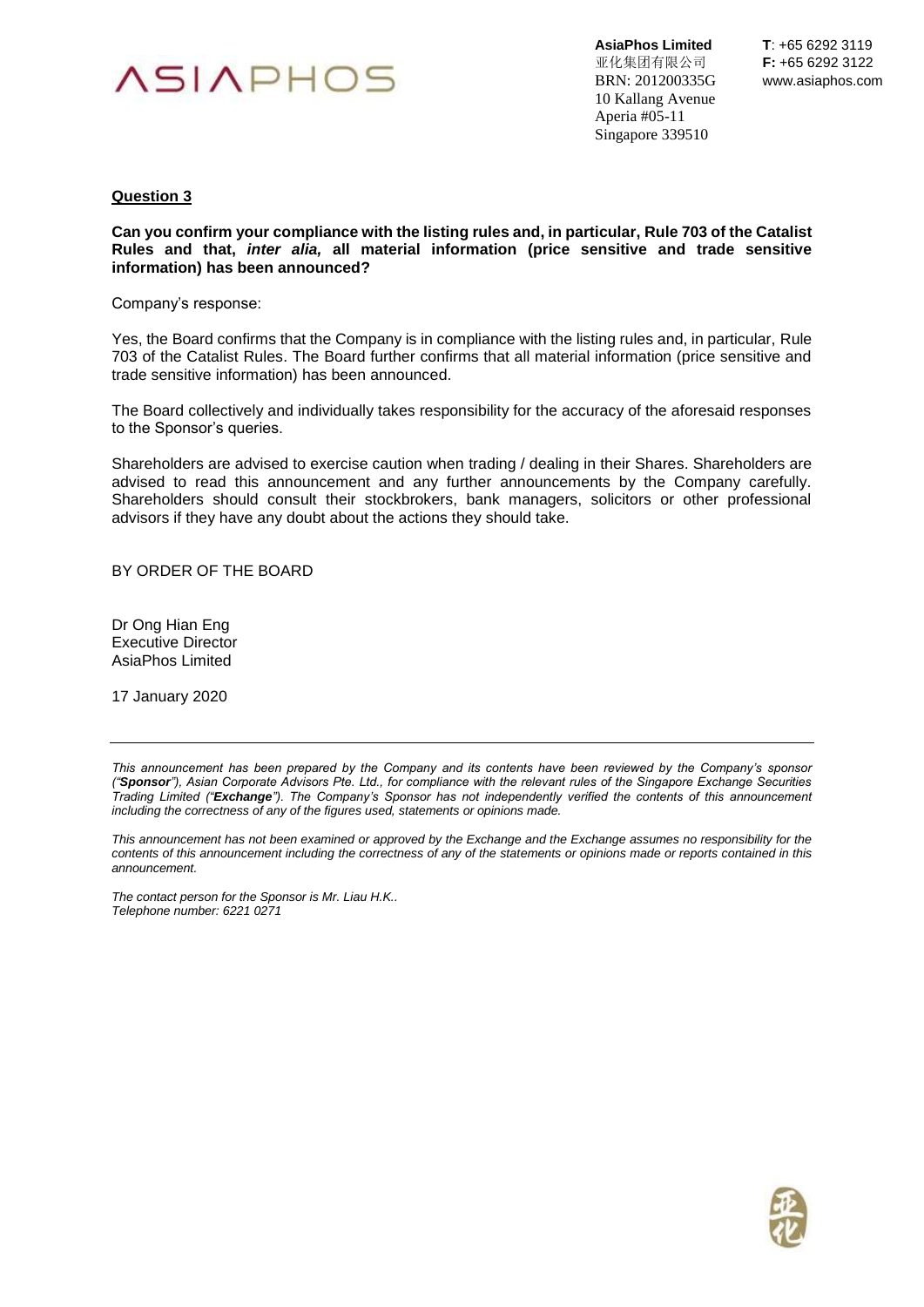**Question 3**

**Can you confirm your compliance with the listing rules and, in particular, Rule 703 of the Catalist Rules and that, *inter alia,* all material information (price sensitive and trade sensitive information) has been announced?**

Company's response:

Yes, the Board confirms that the Company is in compliance with the listing rules and, in particular, Rule 703 of the Catalist Rules. The Board further confirms that all material information (price sensitive and trade sensitive information) has been announced.

The Board collectively and individually takes responsibility for the accuracy of the aforesaid responses to the Sponsor's queries.

Shareholders are advised to exercise caution when trading / dealing in their Shares. Shareholders are advised to read this announcement and any further announcements by the Company carefully. Shareholders should consult their stockbrokers, bank managers, solicitors or other professional advisors if they have any doubt about the actions they should take.

BY ORDER OF THE BOARD

Dr Ong Hian Eng
Executive Director
AsiaPhos Limited

17 January 2020

---

*This announcement has been prepared by the Company and its contents have been reviewed by the Company's sponsor ("**Sponsor**"), Asian Corporate Advisors Pte. Ltd., for compliance with the relevant rules of the Singapore Exchange Securities Trading Limited ("**Exchange**"). The Company's Sponsor has not independently verified the contents of this announcement including the correctness of any of the figures used, statements or opinions made.*

*This announcement has not been examined or approved by the Exchange and the Exchange assumes no responsibility for the contents of this announcement including the correctness of any of the statements or opinions made or reports contained in this announcement.*

*The contact person for the Sponsor is Mr. Liau H.K..*
*Telephone number: 6221 0271*